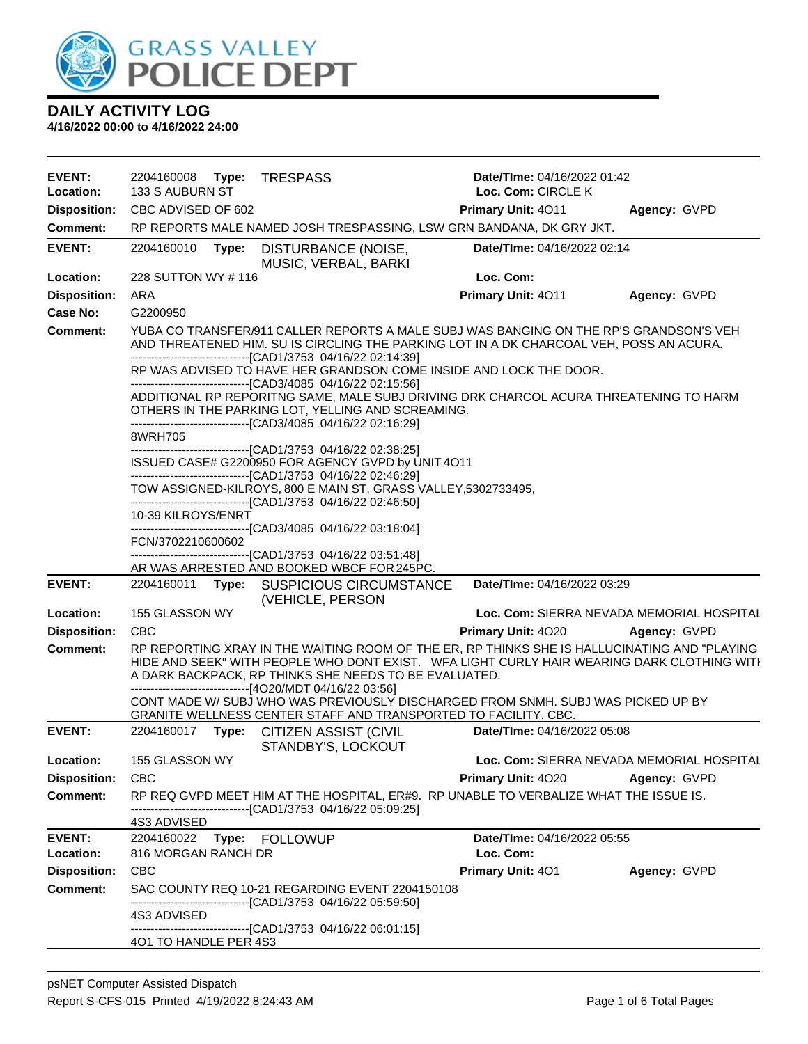GRASS VALLEY POLICE DEPT

## DAILY ACTIVITY LOG

**4/16/2022 00:00 to 4/16/2022 24:00**

---

**EVENT:** 2204160008 **Type:** TRESPASS **Date/TIme:** 04/16/2022 01:42
**Location:** 133 S AUBURN ST **Loc. Com:** CIRCLE K
**Disposition:** CBC ADVISED OF 602 **Primary Unit:** 4O11 **Agency:** GVPD
**Comment:** RP REPORTS MALE NAMED JOSH TRESPASSING, LSW GRN BANDANA, DK GRY JKT.

---

**EVENT:** 2204160010 **Type:** DISTURBANCE (NOISE, MUSIC, VERBAL, BARKI **Date/TIme:** 04/16/2022 02:14
**Location:** 228 SUTTON WY # 116 **Loc. Com:**
**Disposition:** ARA **Primary Unit:** 4O11 **Agency:** GVPD
**Case No:** G2200950
**Comment:** YUBA CO TRANSFER/911 CALLER REPORTS A MALE SUBJ WAS BANGING ON THE RP'S GRANDSON'S VEH AND THREATENED HIM. SU IS CIRCLING THE PARKING LOT IN A DK CHARCOAL VEH, POSS AN ACURA.

------------------------------[CAD1/3753 04/16/22 02:14:39]

RP WAS ADVISED TO HAVE HER GRANDSON COME INSIDE AND LOCK THE DOOR.

------------------------------[CAD3/4085 04/16/22 02:15:56]

ADDITIONAL RP REPORITNG SAME, MALE SUBJ DRIVING DRK CHARCOL ACURA THREATENING TO HARM OTHERS IN THE PARKING LOT, YELLING AND SCREAMING.

------------------------------[CAD3/4085 04/16/22 02:16:29]

8WRH705

------------------------------[CAD1/3753 04/16/22 02:38:25]

ISSUED CASE# G2200950 FOR AGENCY GVPD by UNIT 4O11

------------------------------[CAD1/3753 04/16/22 02:46:29]

TOW ASSIGNED-KILROYS, 800 E MAIN ST, GRASS VALLEY,5302733495,

------------------------------[CAD1/3753 04/16/22 02:46:50]

10-39 KILROYS/ENRT

------------------------------[CAD3/4085 04/16/22 03:18:04]

FCN/3702210600602

------------------------------[CAD1/3753 04/16/22 03:51:48]

AR WAS ARRESTED AND BOOKED WBCF FOR 245PC.

---

**EVENT:** 2204160011 **Type:** SUSPICIOUS CIRCUMSTANCE (VEHICLE, PERSON **Date/TIme:** 04/16/2022 03:29
**Location:** 155 GLASSON WY **Loc. Com:** SIERRA NEVADA MEMORIAL HOSPITAL
**Disposition:** CBC **Primary Unit:** 4O20 **Agency:** GVPD
**Comment:** RP REPORTING XRAY IN THE WAITING ROOM OF THE ER, RP THINKS SHE IS HALLUCINATING AND "PLAYING HIDE AND SEEK" WITH PEOPLE WHO DONT EXIST. WFA LIGHT CURLY HAIR WEARING DARK CLOTHING WITH A DARK BACKPACK, RP THINKS SHE NEEDS TO BE EVALUATED.

------------------------------[4O20/MDT 04/16/22 03:56]

CONT MADE W/ SUBJ WHO WAS PREVIOUSLY DISCHARGED FROM SNMH. SUBJ WAS PICKED UP BY GRANITE WELLNESS CENTER STAFF AND TRANSPORTED TO FACILITY. CBC.

---

**EVENT:** 2204160017 **Type:** CITIZEN ASSIST (CIVIL STANDBY'S, LOCKOUT **Date/TIme:** 04/16/2022 05:08
**Location:** 155 GLASSON WY **Loc. Com:** SIERRA NEVADA MEMORIAL HOSPITAL
**Disposition:** CBC **Primary Unit:** 4O20 **Agency:** GVPD
**Comment:** RP REQ GVPD MEET HIM AT THE HOSPITAL, ER#9. RP UNABLE TO VERBALIZE WHAT THE ISSUE IS.

------------------------------[CAD1/3753 04/16/22 05:09:25]

4S3 ADVISED

---

**EVENT:** 2204160022 **Type:** FOLLOWUP **Date/TIme:** 04/16/2022 05:55
**Location:** 816 MORGAN RANCH DR **Loc. Com:**
**Disposition:** CBC **Primary Unit:** 4O1 **Agency:** GVPD
**Comment:** SAC COUNTY REQ 10-21 REGARDING EVENT 2204150108

------------------------------[CAD1/3753 04/16/22 05:59:50]

4S3 ADVISED

------------------------------[CAD1/3753 04/16/22 06:01:15]

4O1 TO HANDLE PER 4S3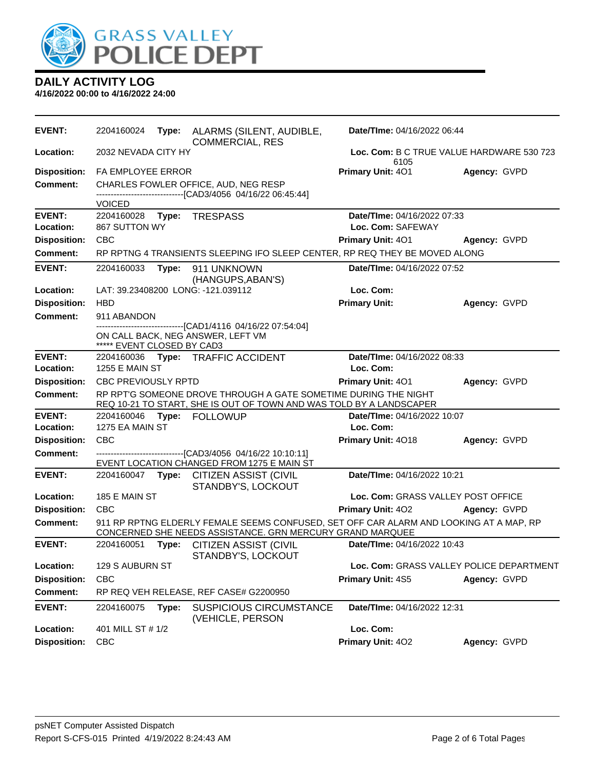# DAILY ACTIVITY LOG

**4/16/2022 00:00 to 4/16/2022 24:00**

**EVENT:** 2204160024 **Type:** ALARMS (SILENT, AUDIBLE, COMMERCIAL, RES **Date/TIme:** 04/16/2022 06:44
**Location:** 2032 NEVADA CITY HY **Loc. Com:** B C TRUE VALUE HARDWARE 530 723 6105
**Disposition:** FA EMPLOYEE ERROR **Primary Unit:** 4O1 **Agency:** GVPD
**Comment:** CHARLES FOWLER OFFICE, AUD, NEG RESP
------------------------------[CAD3/4056 04/16/22 06:45:44]
VOICED

---

**EVENT:** 2204160028 **Type:** TRESPASS **Date/TIme:** 04/16/2022 07:33
**Location:** 867 SUTTON WY **Loc. Com:** SAFEWAY
**Disposition:** CBC **Primary Unit:** 4O1 **Agency:** GVPD
**Comment:** RP RPTNG 4 TRANSIENTS SLEEPING IFO SLEEP CENTER, RP REQ THEY BE MOVED ALONG

---

**EVENT:** 2204160033 **Type:** 911 UNKNOWN (HANGUPS,ABAN'S) **Date/TIme:** 04/16/2022 07:52
**Location:** LAT: 39.23408200 LONG: -121.039112 **Loc. Com:**
**Disposition:** HBD **Primary Unit:** **Agency:** GVPD
**Comment:** 911 ABANDON
------------------------------[CAD1/4116 04/16/22 07:54:04]
ON CALL BACK, NEG ANSWER, LEFT VM
***** EVENT CLOSED BY CAD3

---

**EVENT:** 2204160036 **Type:** TRAFFIC ACCIDENT **Date/TIme:** 04/16/2022 08:33
**Location:** 1255 E MAIN ST **Loc. Com:**
**Disposition:** CBC PREVIOUSLY RPTD **Primary Unit:** 4O1 **Agency:** GVPD
**Comment:** RP RPT'G SOMEONE DROVE THROUGH A GATE SOMETIME DURING THE NIGHT
REQ 10-21 TO START, SHE IS OUT OF TOWN AND WAS TOLD BY A LANDSCAPER

---

**EVENT:** 2204160046 **Type:** FOLLOWUP **Date/TIme:** 04/16/2022 10:07
**Location:** 1275 EA MAIN ST **Loc. Com:**
**Disposition:** CBC **Primary Unit:** 4O18 **Agency:** GVPD
**Comment:** ------------------------------[CAD3/4056 04/16/22 10:10:11]
EVENT LOCATION CHANGED FROM 1275 E MAIN ST

---

**EVENT:** 2204160047 **Type:** CITIZEN ASSIST (CIVIL STANDBY'S, LOCKOUT **Date/TIme:** 04/16/2022 10:21
**Location:** 185 E MAIN ST **Loc. Com:** GRASS VALLEY POST OFFICE
**Disposition:** CBC **Primary Unit:** 4O2 **Agency:** GVPD
**Comment:** 911 RP RPTNG ELDERLY FEMALE SEEMS CONFUSED, SET OFF CAR ALARM AND LOOKING AT A MAP, RP CONCERNED SHE NEEDS ASSISTANCE. GRN MERCURY GRAND MARQUEE

---

**EVENT:** 2204160051 **Type:** CITIZEN ASSIST (CIVIL STANDBY'S, LOCKOUT **Date/TIme:** 04/16/2022 10:43
**Location:** 129 S AUBURN ST **Loc. Com:** GRASS VALLEY POLICE DEPARTMENT
**Disposition:** CBC **Primary Unit:** 4S5 **Agency:** GVPD
**Comment:** RP REQ VEH RELEASE, REF CASE# G2200950

---

**EVENT:** 2204160075 **Type:** SUSPICIOUS CIRCUMSTANCE (VEHICLE, PERSON **Date/TIme:** 04/16/2022 12:31
**Location:** 401 MILL ST # 1/2 **Loc. Com:**
**Disposition:** CBC **Primary Unit:** 4O2 **Agency:** GVPD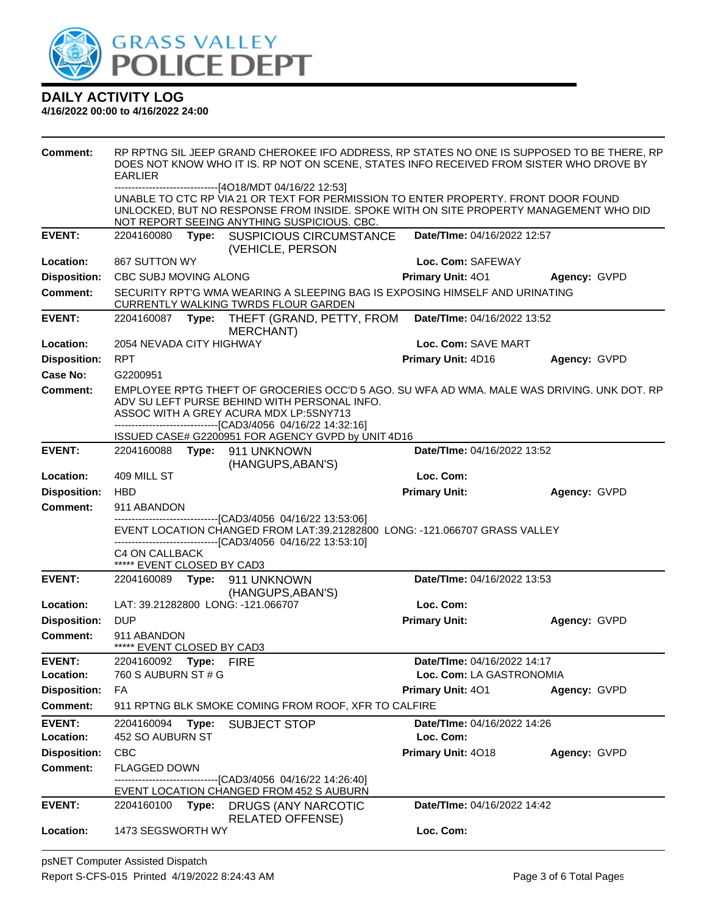# DAILY ACTIVITY LOG

**4/16/2022 00:00 to 4/16/2022 24:00**

**Comment:** RP RPTNG SIL JEEP GRAND CHEROKEE IFO ADDRESS, RP STATES NO ONE IS SUPPOSED TO BE THERE, RP DOES NOT KNOW WHO IT IS. RP NOT ON SCENE, STATES INFO RECEIVED FROM SISTER WHO DROVE BY EARLIER

------------------------------[4O18/MDT 04/16/22 12:53]

UNABLE TO CTC RP VIA 21 OR TEXT FOR PERMISSION TO ENTER PROPERTY. FRONT DOOR FOUND UNLOCKED, BUT NO RESPONSE FROM INSIDE. SPOKE WITH ON SITE PROPERTY MANAGEMENT WHO DID NOT REPORT SEEING ANYTHING SUSPICIOUS. CBC.

---

**EVENT:** 2204160080 **Type:** SUSPICIOUS CIRCUMSTANCE (VEHICLE, PERSON **Date/TIme:** 04/16/2022 12:57

**Location:** 867 SUTTON WY **Loc. Com:** SAFEWAY

**Disposition:** CBC SUBJ MOVING ALONG **Primary Unit:** 4O1 **Agency:** GVPD

**Comment:** SECURITY RPT'G WMA WEARING A SLEEPING BAG IS EXPOSING HIMSELF AND URINATING CURRENTLY WALKING TWRDS FLOUR GARDEN

---

**EVENT:** 2204160087 **Type:** THEFT (GRAND, PETTY, FROM MERCHANT) **Date/TIme:** 04/16/2022 13:52

**Location:** 2054 NEVADA CITY HIGHWAY **Loc. Com:** SAVE MART

**Disposition:** RPT **Primary Unit:** 4D16 **Agency:** GVPD

**Case No:** G2200951

**Comment:** EMPLOYEE RPTG THEFT OF GROCERIES OCC'D 5 AGO. SU WFA AD WMA. MALE WAS DRIVING. UNK DOT. RP ADV SU LEFT PURSE BEHIND WITH PERSONAL INFO.
ASSOC WITH A GREY ACURA MDX LP:5SNY713

------------------------------[CAD3/4056 04/16/22 14:32:16]

ISSUED CASE# G2200951 FOR AGENCY GVPD by UNIT 4D16

---

**EVENT:** 2204160088 **Type:** 911 UNKNOWN (HANGUPS,ABAN'S) **Date/TIme:** 04/16/2022 13:52

**Location:** 409 MILL ST **Loc. Com:**

**Disposition:** HBD **Primary Unit:** **Agency:** GVPD

**Comment:** 911 ABANDON

------------------------------[CAD3/4056 04/16/22 13:53:06]

EVENT LOCATION CHANGED FROM LAT:39.21282800 LONG: -121.066707 GRASS VALLEY

------------------------------[CAD3/4056 04/16/22 13:53:10]

C4 ON CALLBACK

***** EVENT CLOSED BY CAD3

---

**EVENT:** 2204160089 **Type:** 911 UNKNOWN (HANGUPS,ABAN'S) **Date/TIme:** 04/16/2022 13:53

**Location:** LAT: 39.21282800 LONG: -121.066707 **Loc. Com:**

**Disposition:** DUP **Primary Unit:** **Agency:** GVPD

**Comment:** 911 ABANDON

***** EVENT CLOSED BY CAD3

---

**EVENT:** 2204160092 **Type:** FIRE **Date/TIme:** 04/16/2022 14:17

**Location:** 760 S AUBURN ST # G **Loc. Com:** LA GASTRONOMIA

**Disposition:** FA **Primary Unit:** 4O1 **Agency:** GVPD

**Comment:** 911 RPTNG BLK SMOKE COMING FROM ROOF, XFR TO CALFIRE

---

**EVENT:** 2204160094 **Type:** SUBJECT STOP **Date/TIme:** 04/16/2022 14:26

**Location:** 452 SO AUBURN ST **Loc. Com:**

**Disposition:** CBC **Primary Unit:** 4O18 **Agency:** GVPD

**Comment:** FLAGGED DOWN

------------------------------[CAD3/4056 04/16/22 14:26:40]

EVENT LOCATION CHANGED FROM 452 S AUBURN

---

**EVENT:** 2204160100 **Type:** DRUGS (ANY NARCOTIC RELATED OFFENSE) **Date/TIme:** 04/16/2022 14:42

**Location:** 1473 SEGSWORTH WY **Loc. Com:**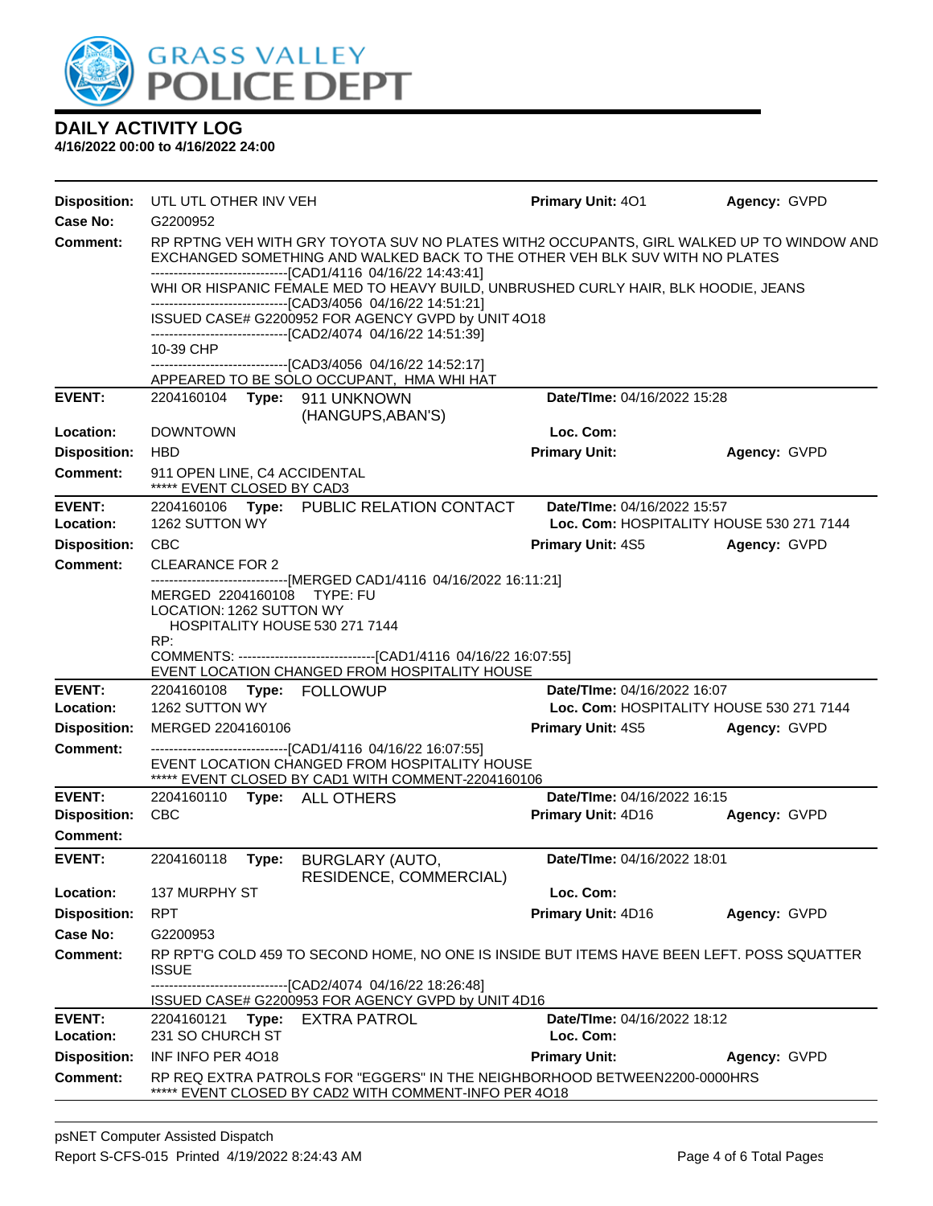# DAILY ACTIVITY LOG

**4/16/2022 00:00 to 4/16/2022 24:00**

**Disposition:** UTL UTL OTHER INV VEH **Primary Unit:** 4O1 **Agency:** GVPD
**Case No:** G2200952
**Comment:** RP RPTNG VEH WITH GRY TOYOTA SUV NO PLATES WITH2 OCCUPANTS, GIRL WALKED UP TO WINDOW AND EXCHANGED SOMETHING AND WALKED BACK TO THE OTHER VEH BLK SUV WITH NO PLATES
-------------------------------[CAD1/4116 04/16/22 14:43:41]
WHI OR HISPANIC FEMALE MED TO HEAVY BUILD, UNBRUSHED CURLY HAIR, BLK HOODIE, JEANS
-------------------------------[CAD3/4056 04/16/22 14:51:21]
ISSUED CASE# G2200952 FOR AGENCY GVPD by UNIT 4O18
-------------------------------[CAD2/4074 04/16/22 14:51:39]
10-39 CHP
-------------------------------[CAD3/4056 04/16/22 14:52:17]
APPEARED TO BE SOLO OCCUPANT, HMA WHI HAT

---

**EVENT:** 2204160104 **Type:** 911 UNKNOWN (HANGUPS,ABAN'S) **Date/TIme:** 04/16/2022 15:28
**Location:** DOWNTOWN **Loc. Com:**
**Disposition:** HBD **Primary Unit:** **Agency:** GVPD
**Comment:** 911 OPEN LINE, C4 ACCIDENTAL
***** EVENT CLOSED BY CAD3

---

**EVENT:** 2204160106 **Type:** PUBLIC RELATION CONTACT **Date/TIme:** 04/16/2022 15:57
**Location:** 1262 SUTTON WY **Loc. Com:** HOSPITALITY HOUSE 530 271 7144
**Disposition:** CBC **Primary Unit:** 4S5 **Agency:** GVPD
**Comment:** CLEARANCE FOR 2
-------------------------------[MERGED CAD1/4116 04/16/2022 16:11:21]
MERGED 2204160108 TYPE: FU
LOCATION: 1262 SUTTON WY
HOSPITALITY HOUSE 530 271 7144
RP:
COMMENTS: -------------------------------[CAD1/4116 04/16/22 16:07:55]
EVENT LOCATION CHANGED FROM HOSPITALITY HOUSE

---

**EVENT:** 2204160108 **Type:** FOLLOWUP **Date/TIme:** 04/16/2022 16:07
**Location:** 1262 SUTTON WY **Loc. Com:** HOSPITALITY HOUSE 530 271 7144
**Disposition:** MERGED 2204160106 **Primary Unit:** 4S5 **Agency:** GVPD
**Comment:** -------------------------------[CAD1/4116 04/16/22 16:07:55]
EVENT LOCATION CHANGED FROM HOSPITALITY HOUSE
***** EVENT CLOSED BY CAD1 WITH COMMENT-2204160106

---

**EVENT:** 2204160110 **Type:** ALL OTHERS **Date/TIme:** 04/16/2022 16:15
**Disposition:** CBC **Primary Unit:** 4D16 **Agency:** GVPD
**Comment:**

---

**EVENT:** 2204160118 **Type:** BURGLARY (AUTO, RESIDENCE, COMMERCIAL) **Date/TIme:** 04/16/2022 18:01
**Location:** 137 MURPHY ST **Loc. Com:**
**Disposition:** RPT **Primary Unit:** 4D16 **Agency:** GVPD
**Case No:** G2200953
**Comment:** RP RPT'G COLD 459 TO SECOND HOME, NO ONE IS INSIDE BUT ITEMS HAVE BEEN LEFT. POSS SQUATTER ISSUE
-------------------------------[CAD2/4074 04/16/22 18:26:48]
ISSUED CASE# G2200953 FOR AGENCY GVPD by UNIT 4D16

---

**EVENT:** 2204160121 **Type:** EXTRA PATROL **Date/TIme:** 04/16/2022 18:12
**Location:** 231 SO CHURCH ST **Loc. Com:**
**Disposition:** INF INFO PER 4O18 **Primary Unit:** **Agency:** GVPD
**Comment:** RP REQ EXTRA PATROLS FOR "EGGERS" IN THE NEIGHBORHOOD BETWEEN2200-0000HRS
***** EVENT CLOSED BY CAD2 WITH COMMENT-INFO PER 4O18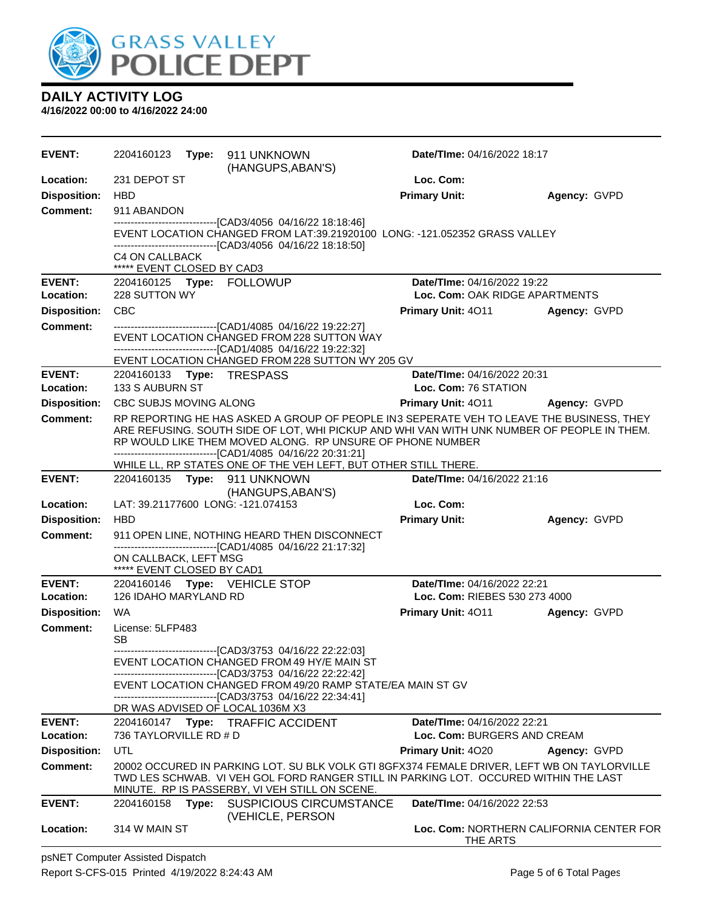# GRASS VALLEY POLICE DEPT

## DAILY ACTIVITY LOG

**4/16/2022 00:00 to 4/16/2022 24:00**

---

**EVENT:** 2204160123 **Type:** 911 UNKNOWN (HANGUPS,ABAN'S) **Date/TIme:** 04/16/2022 18:17

**Location:** 231 DEPOT ST **Loc. Com:**

**Disposition:** HBD **Primary Unit:** **Agency:** GVPD

**Comment:** 911 ABANDON

------------------------------[CAD3/4056 04/16/22 18:18:46]

EVENT LOCATION CHANGED FROM LAT:39.21920100 LONG: -121.052352 GRASS VALLEY

------------------------------[CAD3/4056 04/16/22 18:18:50]

C4 ON CALLBACK

***** EVENT CLOSED BY CAD3

---

**EVENT:** 2204160125 **Type:** FOLLOWUP **Date/TIme:** 04/16/2022 19:22

**Location:** 228 SUTTON WY **Loc. Com:** OAK RIDGE APARTMENTS

**Disposition:** CBC **Primary Unit:** 4O11 **Agency:** GVPD

**Comment:**

------------------------------[CAD1/4085 04/16/22 19:22:27]

EVENT LOCATION CHANGED FROM 228 SUTTON WAY

------------------------------[CAD1/4085 04/16/22 19:22:32]

EVENT LOCATION CHANGED FROM 228 SUTTON WY 205 GV

---

**EVENT:** 2204160133 **Type:** TRESPASS **Date/TIme:** 04/16/2022 20:31

**Location:** 133 S AUBURN ST **Loc. Com:** 76 STATION

**Disposition:** CBC SUBJS MOVING ALONG **Primary Unit:** 4O11 **Agency:** GVPD

**Comment:** RP REPORTING HE HAS ASKED A GROUP OF PEOPLE IN3 SEPERATE VEH TO LEAVE THE BUSINESS, THEY ARE REFUSING. SOUTH SIDE OF LOT, WHI PICKUP AND WHI VAN WITH UNK NUMBER OF PEOPLE IN THEM. RP WOULD LIKE THEM MOVED ALONG. RP UNSURE OF PHONE NUMBER

------------------------------[CAD1/4085 04/16/22 20:31:21]

WHILE LL, RP STATES ONE OF THE VEH LEFT, BUT OTHER STILL THERE.

---

**EVENT:** 2204160135 **Type:** 911 UNKNOWN (HANGUPS,ABAN'S) **Date/TIme:** 04/16/2022 21:16

**Location:** LAT: 39.21177600 LONG: -121.074153 **Loc. Com:**

**Disposition:** HBD **Primary Unit:** **Agency:** GVPD

**Comment:** 911 OPEN LINE, NOTHING HEARD THEN DISCONNECT

------------------------------[CAD1/4085 04/16/22 21:17:32]

ON CALLBACK, LEFT MSG

***** EVENT CLOSED BY CAD1

---

**EVENT:** 2204160146 **Type:** VEHICLE STOP **Date/TIme:** 04/16/2022 22:21

**Location:** 126 IDAHO MARYLAND RD **Loc. Com:** RIEBES 530 273 4000

**Disposition:** WA **Primary Unit:** 4O11 **Agency:** GVPD

**Comment:** License: 5LFP483

SB

------------------------------[CAD3/3753 04/16/22 22:22:03]

EVENT LOCATION CHANGED FROM 49 HY/E MAIN ST

------------------------------[CAD3/3753 04/16/22 22:22:42]

EVENT LOCATION CHANGED FROM 49/20 RAMP STATE/EA MAIN ST GV

------------------------------[CAD3/3753 04/16/22 22:34:41]

DR WAS ADVISED OF LOCAL 1036M X3

---

**EVENT:** 2204160147 **Type:** TRAFFIC ACCIDENT **Date/TIme:** 04/16/2022 22:21

**Location:** 736 TAYLORVILLE RD # D **Loc. Com:** BURGERS AND CREAM

**Disposition:** UTL **Primary Unit:** 4O20 **Agency:** GVPD

**Comment:** 20002 OCCURED IN PARKING LOT. SU BLK VOLK GTI 8GFX374 FEMALE DRIVER, LEFT WB ON TAYLORVILLE TWD LES SCHWAB. VI VEH GOL FORD RANGER STILL IN PARKING LOT. OCCURED WITHIN THE LAST MINUTE. RP IS PASSERBY, VI VEH STILL ON SCENE.

---

**EVENT:** 2204160158 **Type:** SUSPICIOUS CIRCUMSTANCE (VEHICLE, PERSON **Date/TIme:** 04/16/2022 22:53

**Location:** 314 W MAIN ST **Loc. Com:** NORTHERN CALIFORNIA CENTER FOR THE ARTS

---

psNET Computer Assisted Dispatch

Report S-CFS-015 Printed 4/19/2022 8:24:43 AM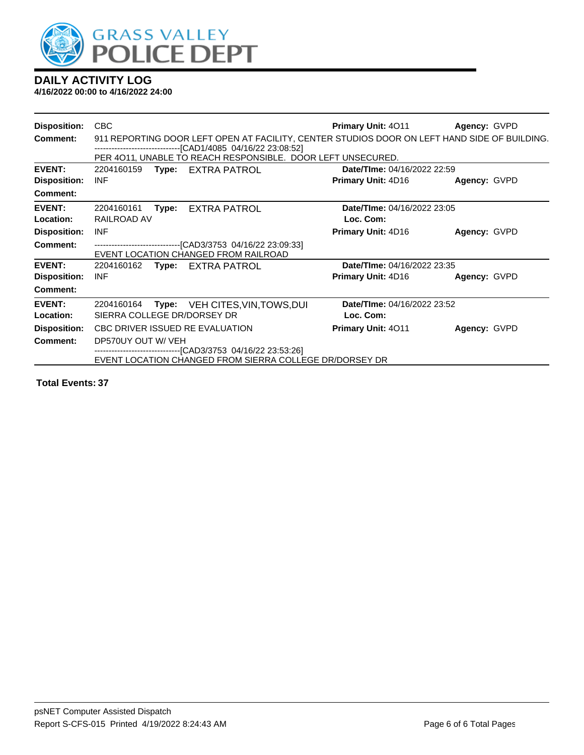**GRASS VALLEY POLICE DEPT**

## DAILY ACTIVITY LOG

**4/16/2022 00:00 to 4/16/2022 24:00**

**Disposition:** CBC **Primary Unit:** 4O11 **Agency:** GVPD
**Comment:** 911 REPORTING DOOR LEFT OPEN AT FACILITY, CENTER STUDIOS DOOR ON LEFT HAND SIDE OF BUILDING.
------------------------------[CAD1/4085 04/16/22 23:08:52]
PER 4O11, UNABLE TO REACH RESPONSIBLE. DOOR LEFT UNSECURED.

---

**EVENT:** 2204160159 **Type:** EXTRA PATROL **Date/TIme:** 04/16/2022 22:59
**Disposition:** INF **Primary Unit:** 4D16 **Agency:** GVPD
**Comment:**

---

**EVENT:** 2204160161 **Type:** EXTRA PATROL **Date/TIme:** 04/16/2022 23:05
**Location:** RAILROAD AV **Loc. Com:**
**Disposition:** INF **Primary Unit:** 4D16 **Agency:** GVPD
**Comment:** ------------------------------[CAD3/3753 04/16/22 23:09:33]
EVENT LOCATION CHANGED FROM RAILROAD

---

**EVENT:** 2204160162 **Type:** EXTRA PATROL **Date/TIme:** 04/16/2022 23:35
**Disposition:** INF **Primary Unit:** 4D16 **Agency:** GVPD
**Comment:**

---

**EVENT:** 2204160164 **Type:** VEH CITES,VIN,TOWS,DUI **Date/TIme:** 04/16/2022 23:52
**Location:** SIERRA COLLEGE DR/DORSEY DR **Loc. Com:**
**Disposition:** CBC DRIVER ISSUED RE EVALUATION **Primary Unit:** 4O11 **Agency:** GVPD
**Comment:** DP570UY OUT W/ VEH
------------------------------[CAD3/3753 04/16/22 23:53:26]
EVENT LOCATION CHANGED FROM SIERRA COLLEGE DR/DORSEY DR

---

**Total Events: 37**

psNET Computer Assisted Dispatch
Report S-CFS-015 Printed 4/19/2022 8:24:43 AM